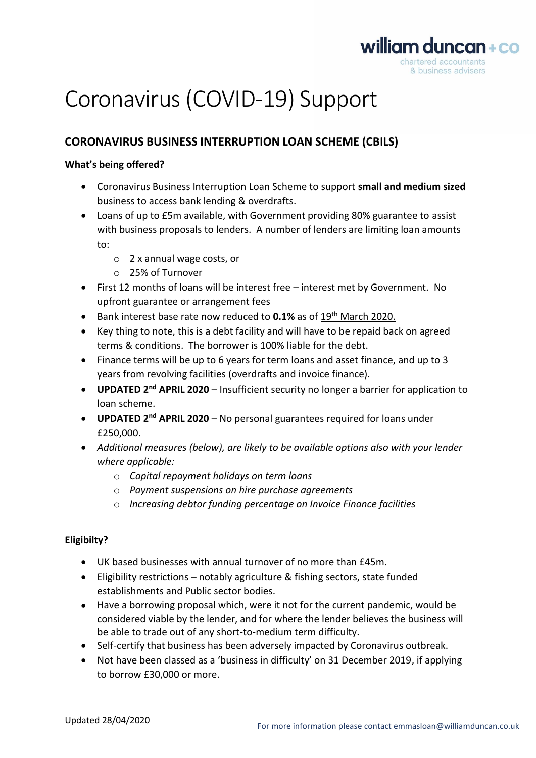# Coronavirus (COVID-19) Support

## CORONAVIRUS BUSINESS INTERRUPTION LOAN SCHEME (CBILS)

**What's being offered?**

- Coronavirus Business Interruption Loan Scheme to support **small and medium sized** business to access bank lending & overdrafts.
- Loans of up to £5m available, with Government providing 80% guarantee to assist with business proposals to lenders. A number of lenders are limiting loan amounts to:
  - 2 x annual wage costs, or
  - 25% of Turnover
- First 12 months of loans will be interest free – interest met by Government. No upfront guarantee or arrangement fees
- Bank interest base rate now reduced to **0.1%** as of 19th March 2020.
- Key thing to note, this is a debt facility and will have to be repaid back on agreed terms & conditions. The borrower is 100% liable for the debt.
- Finance terms will be up to 6 years for term loans and asset finance, and up to 3 years from revolving facilities (overdrafts and invoice finance).
- **UPDATED 2nd APRIL 2020** – Insufficient security no longer a barrier for application to loan scheme.
- **UPDATED 2nd APRIL 2020** – No personal guarantees required for loans under £250,000.
- *Additional measures (below), are likely to be available options also with your lender where applicable:*
  - *Capital repayment holidays on term loans*
  - *Payment suspensions on hire purchase agreements*
  - *Increasing debtor funding percentage on Invoice Finance facilities*

**Eligibilty?**

- UK based businesses with annual turnover of no more than £45m.
- Eligibility restrictions – notably agriculture & fishing sectors, state funded establishments and Public sector bodies.
- Have a borrowing proposal which, were it not for the current pandemic, would be considered viable by the lender, and for where the lender believes the business will be able to trade out of any short-to-medium term difficulty.
- Self-certify that business has been adversely impacted by Coronavirus outbreak.
- Not have been classed as a 'business in difficulty' on 31 December 2019, if applying to borrow £30,000 or more.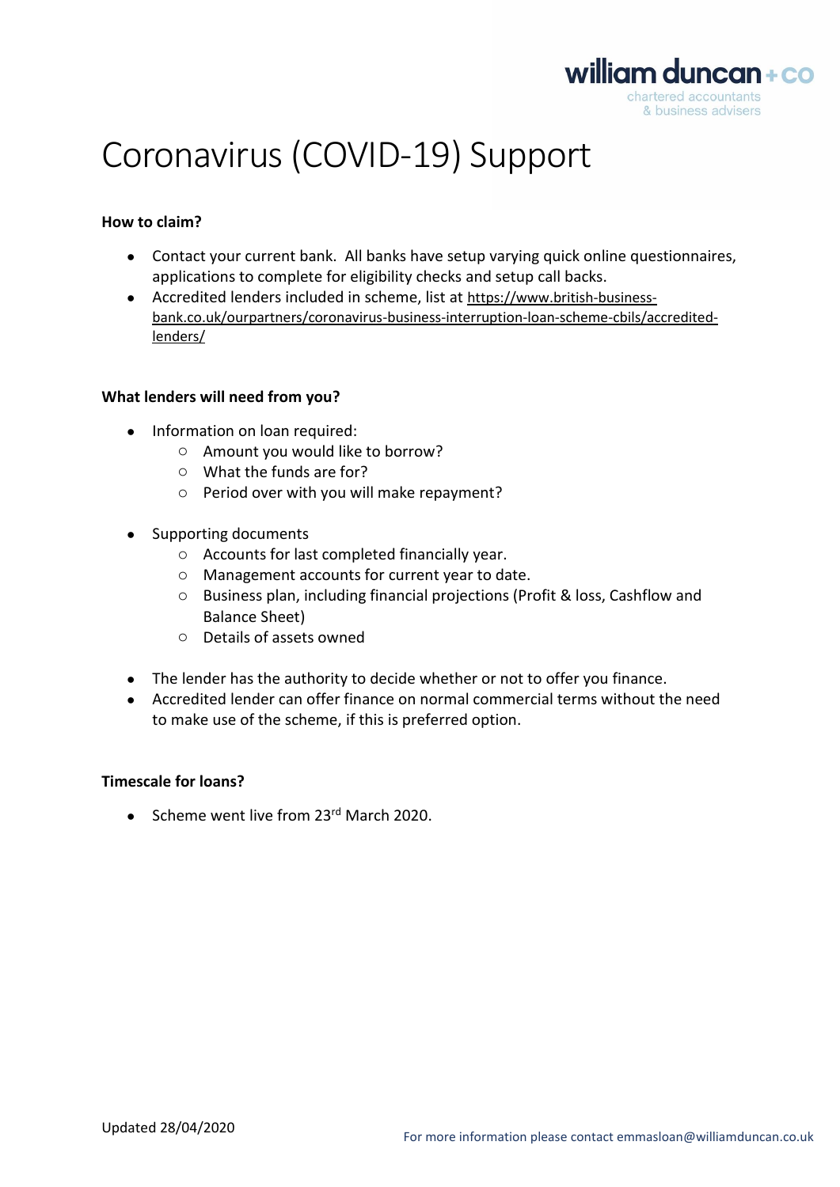# Coronavirus (COVID-19) Support

**How to claim?**

- Contact your current bank. All banks have setup varying quick online questionnaires, applications to complete for eligibility checks and setup call backs.
- Accredited lenders included in scheme, list at https://www.british-business-bank.co.uk/ourpartners/coronavirus-business-interruption-loan-scheme-cbils/accredited-lenders/

**What lenders will need from you?**

- Information on loan required:
  - Amount you would like to borrow?
  - What the funds are for?
  - Period over with you will make repayment?
- Supporting documents
  - Accounts for last completed financially year.
  - Management accounts for current year to date.
  - Business plan, including financial projections (Profit & loss, Cashflow and Balance Sheet)
  - Details of assets owned
- The lender has the authority to decide whether or not to offer you finance.
- Accredited lender can offer finance on normal commercial terms without the need to make use of the scheme, if this is preferred option.

**Timescale for loans?**

- Scheme went live from 23rd March 2020.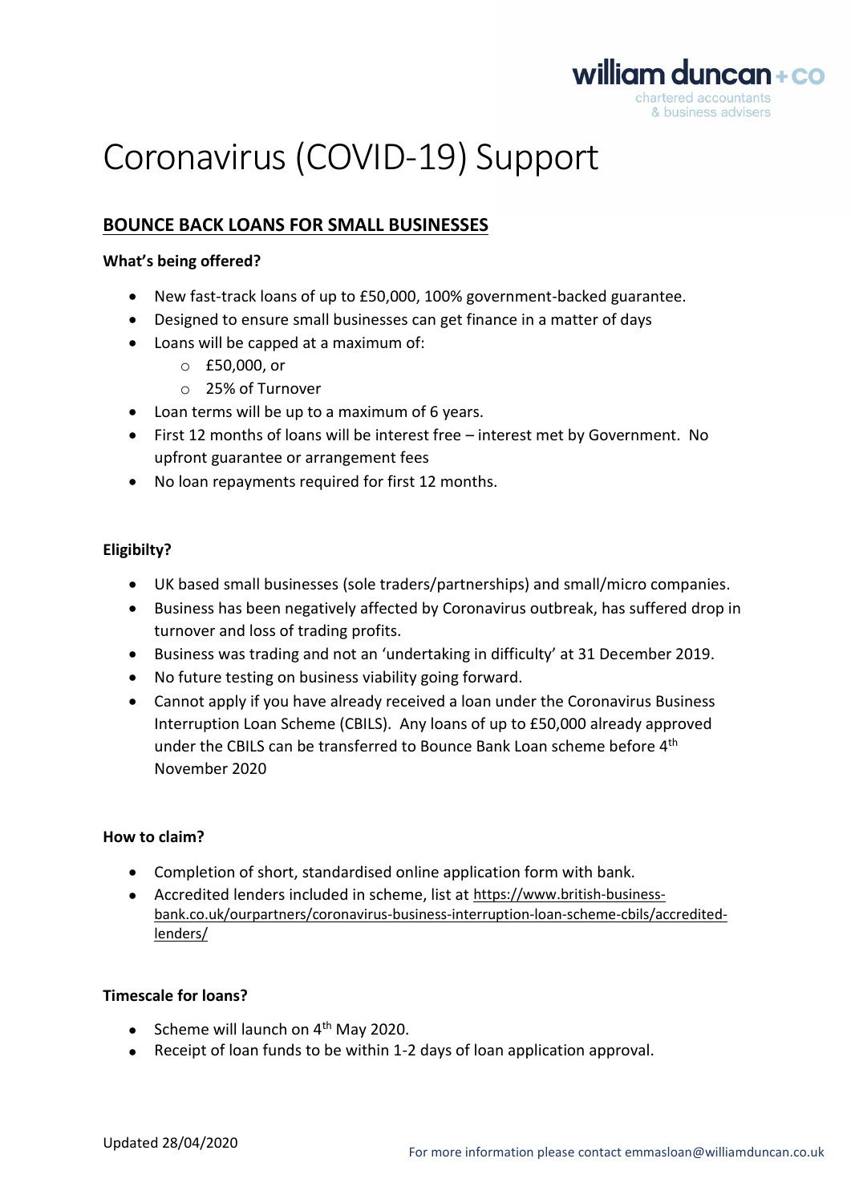# Coronavirus (COVID-19) Support

## BOUNCE BACK LOANS FOR SMALL BUSINESSES

**What's being offered?**

- New fast-track loans of up to £50,000, 100% government-backed guarantee.
- Designed to ensure small businesses can get finance in a matter of days
- Loans will be capped at a maximum of:
  - £50,000, or
  - 25% of Turnover
- Loan terms will be up to a maximum of 6 years.
- First 12 months of loans will be interest free – interest met by Government. No upfront guarantee or arrangement fees
- No loan repayments required for first 12 months.

**Eligibilty?**

- UK based small businesses (sole traders/partnerships) and small/micro companies.
- Business has been negatively affected by Coronavirus outbreak, has suffered drop in turnover and loss of trading profits.
- Business was trading and not an 'undertaking in difficulty' at 31 December 2019.
- No future testing on business viability going forward.
- Cannot apply if you have already received a loan under the Coronavirus Business Interruption Loan Scheme (CBILS). Any loans of up to £50,000 already approved under the CBILS can be transferred to Bounce Bank Loan scheme before 4th November 2020

**How to claim?**

- Completion of short, standardised online application form with bank.
- Accredited lenders included in scheme, list at https://www.british-business-bank.co.uk/ourpartners/coronavirus-business-interruption-loan-scheme-cbils/accredited-lenders/

**Timescale for loans?**

- Scheme will launch on 4th May 2020.
- Receipt of loan funds to be within 1-2 days of loan application approval.

Updated 28/04/2020

For more information please contact emmasloan@williamduncan.co.uk